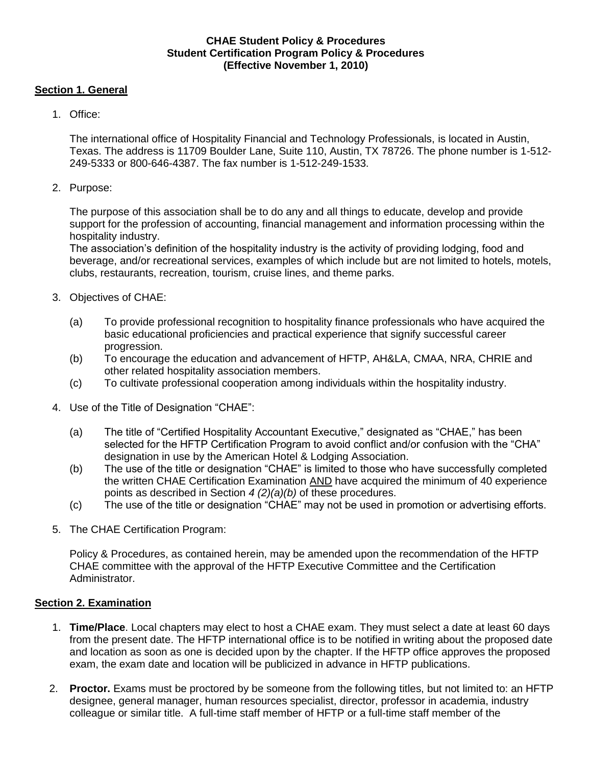**CHAE Student Policy & Procedures**
**Student Certification Program Policy & Procedures**
**(Effective November 1, 2010)**

## Section 1. General

1. Office:

   The international office of Hospitality Financial and Technology Professionals, is located in Austin, Texas. The address is 11709 Boulder Lane, Suite 110, Austin, TX 78726. The phone number is 1-512-249-5333 or 800-646-4387. The fax number is 1-512-249-1533.

2. Purpose:

   The purpose of this association shall be to do any and all things to educate, develop and provide support for the profession of accounting, financial management and information processing within the hospitality industry.
   The association's definition of the hospitality industry is the activity of providing lodging, food and beverage, and/or recreational services, examples of which include but are not limited to hotels, motels, clubs, restaurants, recreation, tourism, cruise lines, and theme parks.

3. Objectives of CHAE:

   (a) To provide professional recognition to hospitality finance professionals who have acquired the basic educational proficiencies and practical experience that signify successful career progression.
   (b) To encourage the education and advancement of HFTP, AH&LA, CMAA, NRA, CHRIE and other related hospitality association members.
   (c) To cultivate professional cooperation among individuals within the hospitality industry.

4. Use of the Title of Designation "CHAE":

   (a) The title of "Certified Hospitality Accountant Executive," designated as "CHAE," has been selected for the HFTP Certification Program to avoid conflict and/or confusion with the "CHA" designation in use by the American Hotel & Lodging Association.
   (b) The use of the title or designation "CHAE" is limited to those who have successfully completed the written CHAE Certification Examination AND have acquired the minimum of 40 experience points as described in Section *4 (2)(a)(b)* of these procedures.
   (c) The use of the title or designation "CHAE" may not be used in promotion or advertising efforts.

5. The CHAE Certification Program:

   Policy & Procedures, as contained herein, may be amended upon the recommendation of the HFTP CHAE committee with the approval of the HFTP Executive Committee and the Certification Administrator.

## Section 2. Examination

1. **Time/Place**. Local chapters may elect to host a CHAE exam. They must select a date at least 60 days from the present date. The HFTP international office is to be notified in writing about the proposed date and location as soon as one is decided upon by the chapter. If the HFTP office approves the proposed exam, the exam date and location will be publicized in advance in HFTP publications.

2. **Proctor.** Exams must be proctored by be someone from the following titles, but not limited to: an HFTP designee, general manager, human resources specialist, director, professor in academia, industry colleague or similar title. A full-time staff member of HFTP or a full-time staff member of the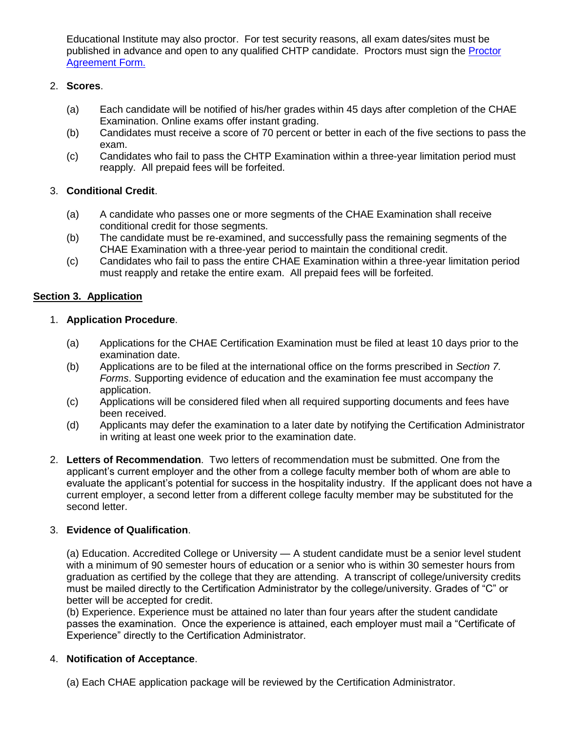Educational Institute may also proctor. For test security reasons, all exam dates/sites must be published in advance and open to any qualified CHTP candidate. Proctors must sign the [Proctor Agreement Form.]()

2. **Scores**.

   (a) Each candidate will be notified of his/her grades within 45 days after completion of the CHAE Examination. Online exams offer instant grading.
   (b) Candidates must receive a score of 70 percent or better in each of the five sections to pass the exam.
   (c) Candidates who fail to pass the CHTP Examination within a three-year limitation period must reapply. All prepaid fees will be forfeited.

3. **Conditional Credit**.

   (a) A candidate who passes one or more segments of the CHAE Examination shall receive conditional credit for those segments.
   (b) The candidate must be re-examined, and successfully pass the remaining segments of the CHAE Examination with a three-year period to maintain the conditional credit.
   (c) Candidates who fail to pass the entire CHAE Examination within a three-year limitation period must reapply and retake the entire exam. All prepaid fees will be forfeited.

## Section 3. Application

1. **Application Procedure**.

   (a) Applications for the CHAE Certification Examination must be filed at least 10 days prior to the examination date.
   (b) Applications are to be filed at the international office on the forms prescribed in *Section 7. Forms*. Supporting evidence of education and the examination fee must accompany the application.
   (c) Applications will be considered filed when all required supporting documents and fees have been received.
   (d) Applicants may defer the examination to a later date by notifying the Certification Administrator in writing at least one week prior to the examination date.

2. **Letters of Recommendation**. Two letters of recommendation must be submitted. One from the applicant's current employer and the other from a college faculty member both of whom are able to evaluate the applicant's potential for success in the hospitality industry. If the applicant does not have a current employer, a second letter from a different college faculty member may be substituted for the second letter.

3. **Evidence of Qualification**.

   (a) Education. Accredited College or University — A student candidate must be a senior level student with a minimum of 90 semester hours of education or a senior who is within 30 semester hours from graduation as certified by the college that they are attending. A transcript of college/university credits must be mailed directly to the Certification Administrator by the college/university. Grades of "C" or better will be accepted for credit.
   (b) Experience. Experience must be attained no later than four years after the student candidate passes the examination. Once the experience is attained, each employer must mail a "Certificate of Experience" directly to the Certification Administrator.

4. **Notification of Acceptance**.

   (a) Each CHAE application package will be reviewed by the Certification Administrator.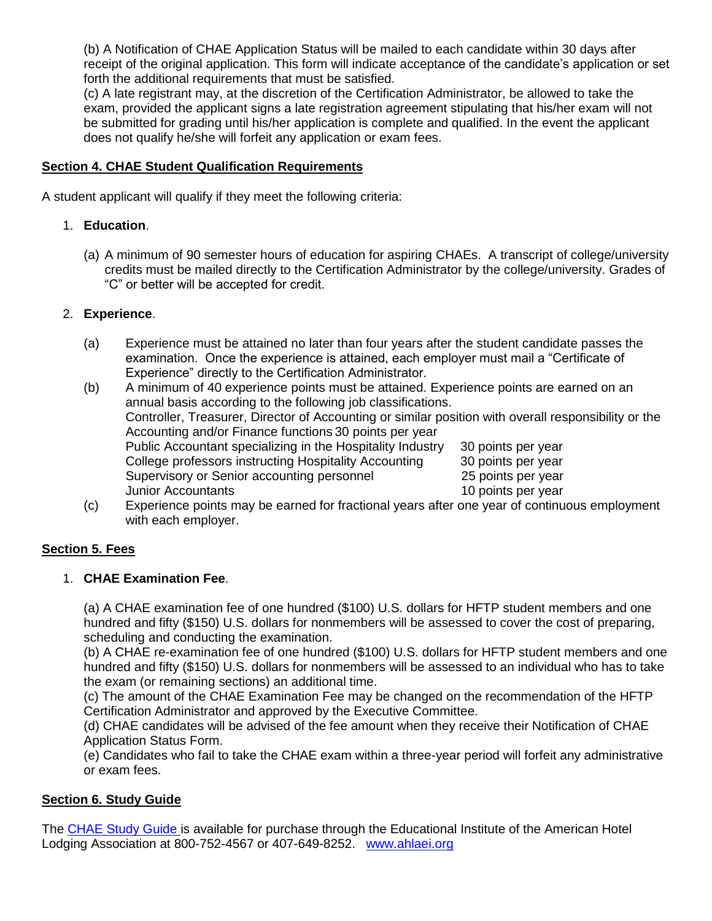(b) A Notification of CHAE Application Status will be mailed to each candidate within 30 days after receipt of the original application. This form will indicate acceptance of the candidate's application or set forth the additional requirements that must be satisfied.
(c) A late registrant may, at the discretion of the Certification Administrator, be allowed to take the exam, provided the applicant signs a late registration agreement stipulating that his/her exam will not be submitted for grading until his/her application is complete and qualified. In the event the applicant does not qualify he/she will forfeit any application or exam fees.

## Section 4. CHAE Student Qualification Requirements

A student applicant will qualify if they meet the following criteria:

1. **Education**.

   (a) A minimum of 90 semester hours of education for aspiring CHAEs. A transcript of college/university credits must be mailed directly to the Certification Administrator by the college/university. Grades of "C" or better will be accepted for credit.

2. **Experience**.

   (a) Experience must be attained no later than four years after the student candidate passes the examination. Once the experience is attained, each employer must mail a "Certificate of Experience" directly to the Certification Administrator.

   (b) A minimum of 40 experience points must be attained. Experience points are earned on an annual basis according to the following job classifications.
   Controller, Treasurer, Director of Accounting or similar position with overall responsibility or the Accounting and/or Finance functions 30 points per year
   Public Accountant specializing in the Hospitality Industry 30 points per year
   College professors instructing Hospitality Accounting 30 points per year
   Supervisory or Senior accounting personnel 25 points per year
   Junior Accountants 10 points per year

   (c) Experience points may be earned for fractional years after one year of continuous employment with each employer.

## Section 5. Fees

1. **CHAE Examination Fee**.

   (a) A CHAE examination fee of one hundred ($100) U.S. dollars for HFTP student members and one hundred and fifty ($150) U.S. dollars for nonmembers will be assessed to cover the cost of preparing, scheduling and conducting the examination.
   (b) A CHAE re-examination fee of one hundred ($100) U.S. dollars for HFTP student members and one hundred and fifty ($150) U.S. dollars for nonmembers will be assessed to an individual who has to take the exam (or remaining sections) an additional time.
   (c) The amount of the CHAE Examination Fee may be changed on the recommendation of the HFTP Certification Administrator and approved by the Executive Committee.
   (d) CHAE candidates will be advised of the fee amount when they receive their Notification of CHAE Application Status Form.
   (e) Candidates who fail to take the CHAE exam within a three-year period will forfeit any administrative or exam fees.

## Section 6. Study Guide

The CHAE Study Guide is available for purchase through the Educational Institute of the American Hotel Lodging Association at 800-752-4567 or 407-649-8252. www.ahlaei.org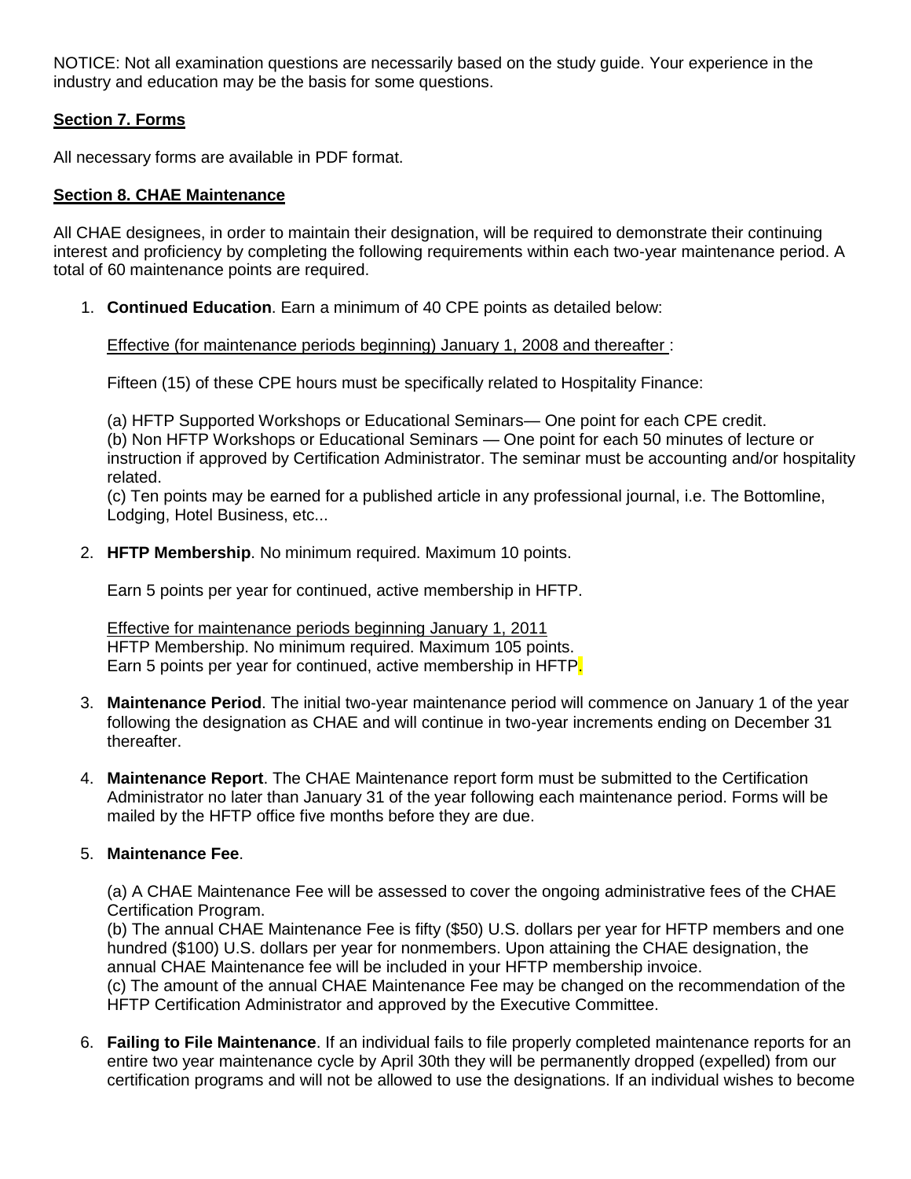NOTICE: Not all examination questions are necessarily based on the study guide. Your experience in the industry and education may be the basis for some questions.

**Section 7. Forms**

All necessary forms are available in PDF format.

**Section 8. CHAE Maintenance**

All CHAE designees, in order to maintain their designation, will be required to demonstrate their continuing interest and proficiency by completing the following requirements within each two-year maintenance period. A total of 60 maintenance points are required.

1. **Continued Education**. Earn a minimum of 40 CPE points as detailed below:

   Effective (for maintenance periods beginning) January 1, 2008 and thereafter :

   Fifteen (15) of these CPE hours must be specifically related to Hospitality Finance:

   (a) HFTP Supported Workshops or Educational Seminars— One point for each CPE credit.
   (b) Non HFTP Workshops or Educational Seminars — One point for each 50 minutes of lecture or instruction if approved by Certification Administrator. The seminar must be accounting and/or hospitality related.
   (c) Ten points may be earned for a published article in any professional journal, i.e. The Bottomline, Lodging, Hotel Business, etc...

2. **HFTP Membership**. No minimum required. Maximum 10 points.

   Earn 5 points per year for continued, active membership in HFTP.

   Effective for maintenance periods beginning January 1, 2011
   HFTP Membership. No minimum required. Maximum 105 points.
   Earn 5 points per year for continued, active membership in HFTP.

3. **Maintenance Period**. The initial two-year maintenance period will commence on January 1 of the year following the designation as CHAE and will continue in two-year increments ending on December 31 thereafter.

4. **Maintenance Report**. The CHAE Maintenance report form must be submitted to the Certification Administrator no later than January 31 of the year following each maintenance period. Forms will be mailed by the HFTP office five months before they are due.

5. **Maintenance Fee**.

   (a) A CHAE Maintenance Fee will be assessed to cover the ongoing administrative fees of the CHAE Certification Program.
   (b) The annual CHAE Maintenance Fee is fifty ($50) U.S. dollars per year for HFTP members and one hundred ($100) U.S. dollars per year for nonmembers. Upon attaining the CHAE designation, the annual CHAE Maintenance fee will be included in your HFTP membership invoice.
   (c) The amount of the annual CHAE Maintenance Fee may be changed on the recommendation of the HFTP Certification Administrator and approved by the Executive Committee.

6. **Failing to File Maintenance**. If an individual fails to file properly completed maintenance reports for an entire two year maintenance cycle by April 30th they will be permanently dropped (expelled) from our certification programs and will not be allowed to use the designations. If an individual wishes to become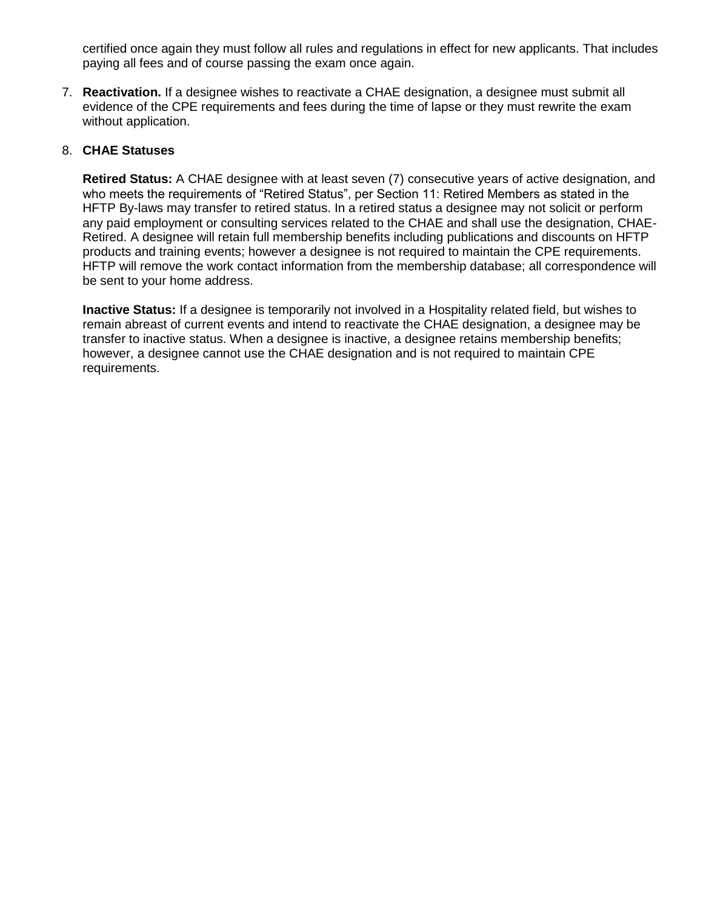certified once again they must follow all rules and regulations in effect for new applicants. That includes paying all fees and of course passing the exam once again.

7. **Reactivation.** If a designee wishes to reactivate a CHAE designation, a designee must submit all evidence of the CPE requirements and fees during the time of lapse or they must rewrite the exam without application.

8. **CHAE Statuses**

   **Retired Status:** A CHAE designee with at least seven (7) consecutive years of active designation, and who meets the requirements of "Retired Status", per Section 11: Retired Members as stated in the HFTP By-laws may transfer to retired status. In a retired status a designee may not solicit or perform any paid employment or consulting services related to the CHAE and shall use the designation, CHAE-Retired. A designee will retain full membership benefits including publications and discounts on HFTP products and training events; however a designee is not required to maintain the CPE requirements. HFTP will remove the work contact information from the membership database; all correspondence will be sent to your home address.

   **Inactive Status:** If a designee is temporarily not involved in a Hospitality related field, but wishes to remain abreast of current events and intend to reactivate the CHAE designation, a designee may be transfer to inactive status. When a designee is inactive, a designee retains membership benefits; however, a designee cannot use the CHAE designation and is not required to maintain CPE requirements.